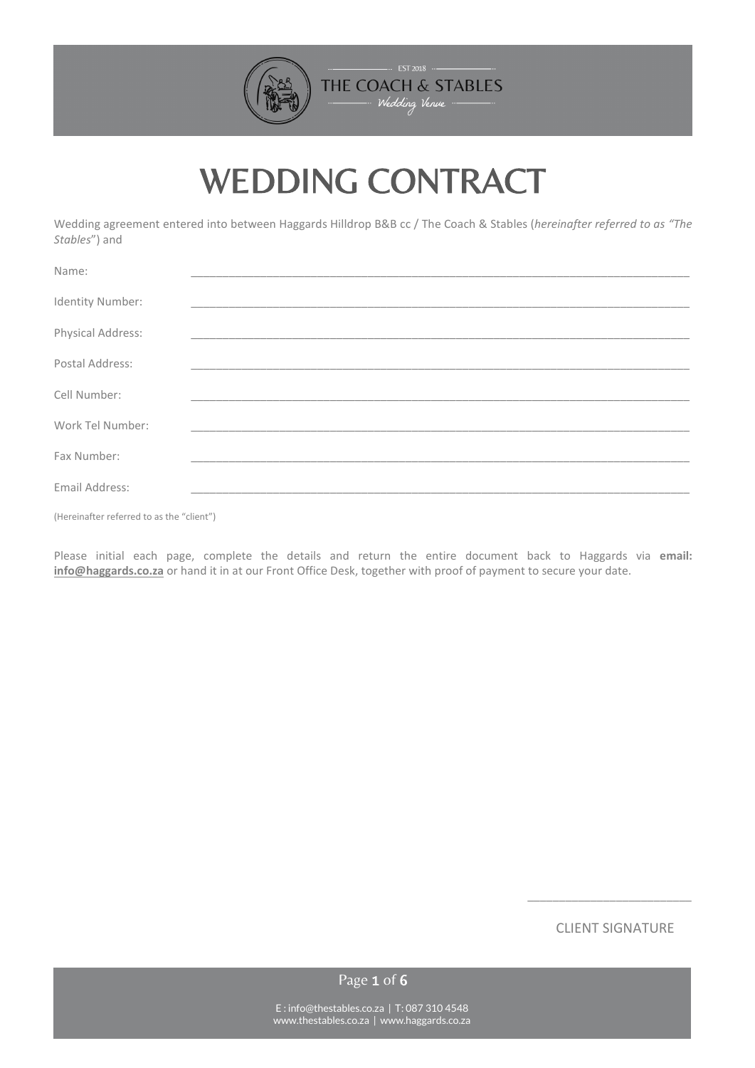# WEDDING CONTRACT

Wedding agreement entered into between Haggards Hilldrop B&B cc / The Coach & Stables (*hereinafter referred to as "The Stables*") and

Name: ______________________________________________

Identity Number: ______________________________________________

Physical Address: ______________________________________________

Postal Address: ______________________________________________

Cell Number: ______________________________________________

Work Tel Number: ______________________________________________

Fax Number: ______________________________________________

Email Address: ______________________________________________

(Hereinafter referred to as the "client")

Please initial each page, complete the details and return the entire document back to Haggards via **email: info@haggards.co.za** or hand it in at our Front Office Desk, together with proof of payment to secure your date.

_________________________

CLIENT SIGNATURE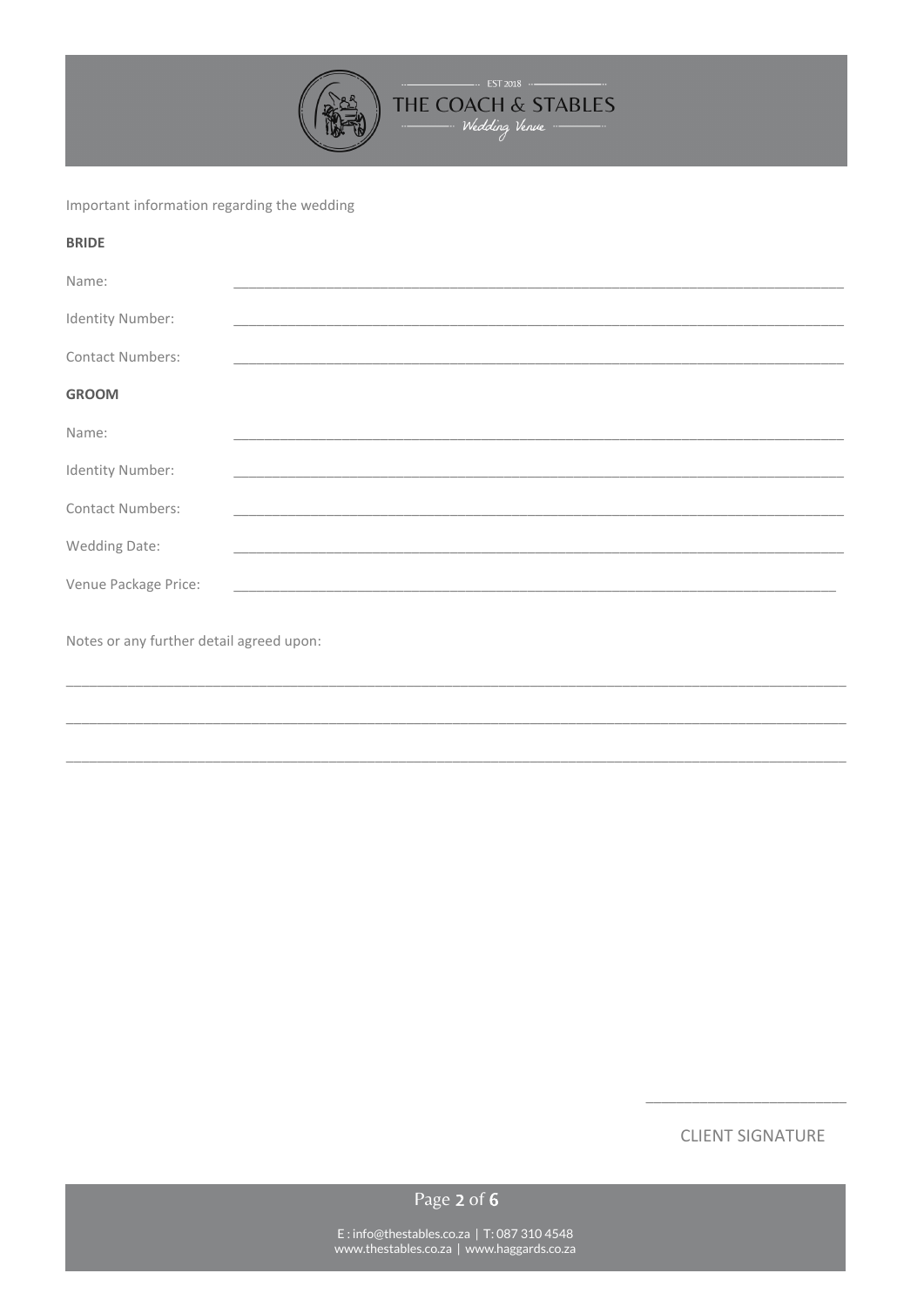Important information regarding the wedding

**BRIDE**

Name: ______________________________________________________________________________

Identity Number: ______________________________________________________________________________

Contact Numbers: ______________________________________________________________________________

**GROOM**

Name: ______________________________________________________________________________

Identity Number: ______________________________________________________________________________

Contact Numbers: ______________________________________________________________________________

Wedding Date: ______________________________________________________________________________

Venue Package Price: ______________________________________________________________________________

Notes or any further detail agreed upon:

______________________________________________________________________________

______________________________________________________________________________

______________________________________________________________________________

________________________

CLIENT SIGNATURE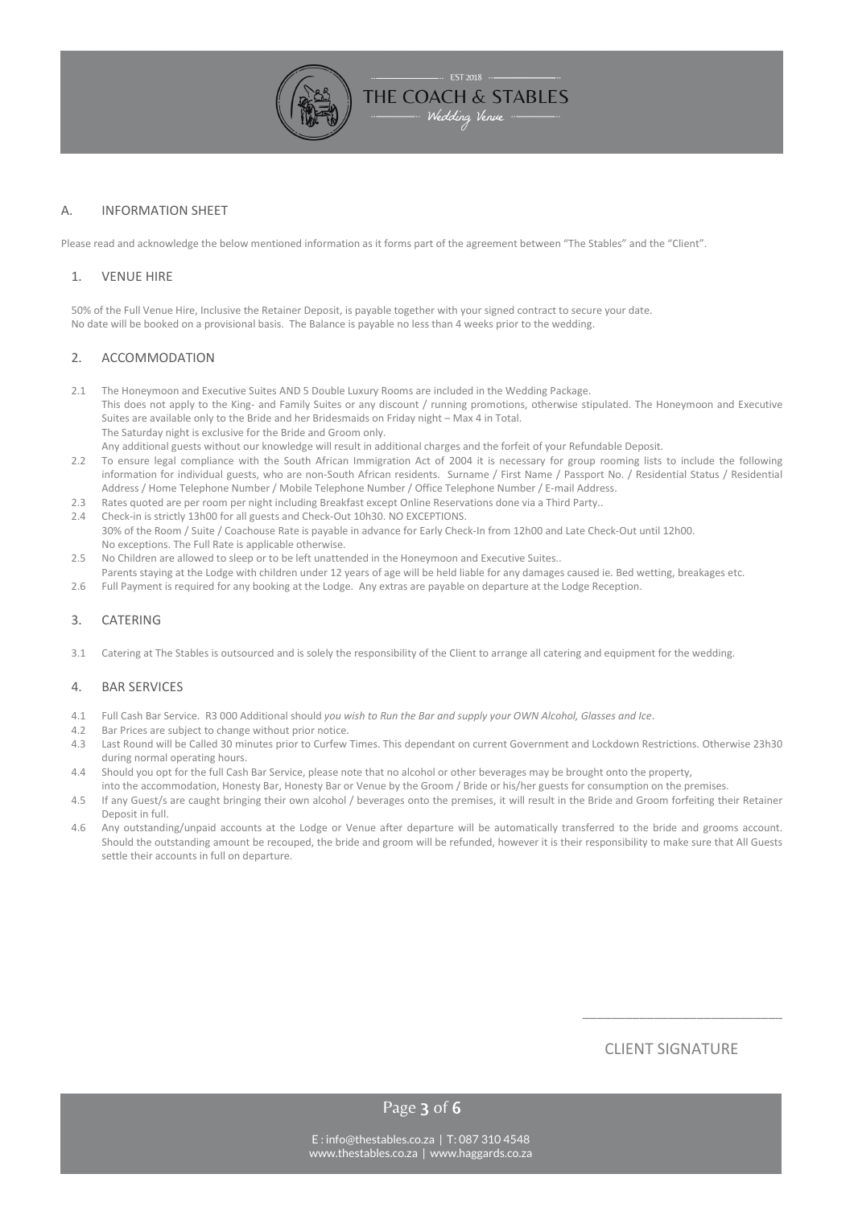## A. INFORMATION SHEET

Please read and acknowledge the below mentioned information as it forms part of the agreement between "The Stables" and the "Client".

### 1. VENUE HIRE

50% of the Full Venue Hire, Inclusive the Retainer Deposit, is payable together with your signed contract to secure your date.
No date will be booked on a provisional basis. The Balance is payable no less than 4 weeks prior to the wedding.

### 2. ACCOMMODATION

2.1 The Honeymoon and Executive Suites AND 5 Double Luxury Rooms are included in the Wedding Package.
This does not apply to the King- and Family Suites or any discount / running promotions, otherwise stipulated. The Honeymoon and Executive Suites are available only to the Bride and her Bridesmaids on Friday night – Max 4 in Total.
The Saturday night is exclusive for the Bride and Groom only.
Any additional guests without our knowledge will result in additional charges and the forfeit of your Refundable Deposit.

2.2 To ensure legal compliance with the South African Immigration Act of 2004 it is necessary for group rooming lists to include the following information for individual guests, who are non-South African residents. Surname / First Name / Passport No. / Residential Status / Residential Address / Home Telephone Number / Mobile Telephone Number / Office Telephone Number / E-mail Address.

2.3 Rates quoted are per room per night including Breakfast except Online Reservations done via a Third Party..

2.4 Check-in is strictly 13h00 for all guests and Check-Out 10h30. NO EXCEPTIONS.
30% of the Room / Suite / Coachouse Rate is payable in advance for Early Check-In from 12h00 and Late Check-Out until 12h00.
No exceptions. The Full Rate is applicable otherwise.

2.5 No Children are allowed to sleep or to be left unattended in the Honeymoon and Executive Suites..
Parents staying at the Lodge with children under 12 years of age will be held liable for any damages caused ie. Bed wetting, breakages etc.

2.6 Full Payment is required for any booking at the Lodge. Any extras are payable on departure at the Lodge Reception.

### 3. CATERING

3.1 Catering at The Stables is outsourced and is solely the responsibility of the Client to arrange all catering and equipment for the wedding.

### 4. BAR SERVICES

4.1 Full Cash Bar Service. R3 000 Additional should *you wish to Run the Bar and supply your OWN Alcohol, Glasses and Ice*.

4.2 Bar Prices are subject to change without prior notice.

4.3 Last Round will be Called 30 minutes prior to Curfew Times. This dependant on current Government and Lockdown Restrictions. Otherwise 23h30 during normal operating hours.

4.4 Should you opt for the full Cash Bar Service, please note that no alcohol or other beverages may be brought onto the property,
into the accommodation, Honesty Bar, Honesty Bar or Venue by the Groom / Bride or his/her guests for consumption on the premises.

4.5 If any Guest/s are caught bringing their own alcohol / beverages onto the premises, it will result in the Bride and Groom forfeiting their Retainer Deposit in full.

4.6 Any outstanding/unpaid accounts at the Lodge or Venue after departure will be automatically transferred to the bride and grooms account. Should the outstanding amount be recouped, the bride and groom will be refunded, however it is their responsibility to make sure that All Guests settle their accounts in full on departure.

\_\_\_\_\_\_\_\_\_\_\_\_\_\_\_\_\_\_\_\_\_\_\_\_\_\_\_\_

CLIENT SIGNATURE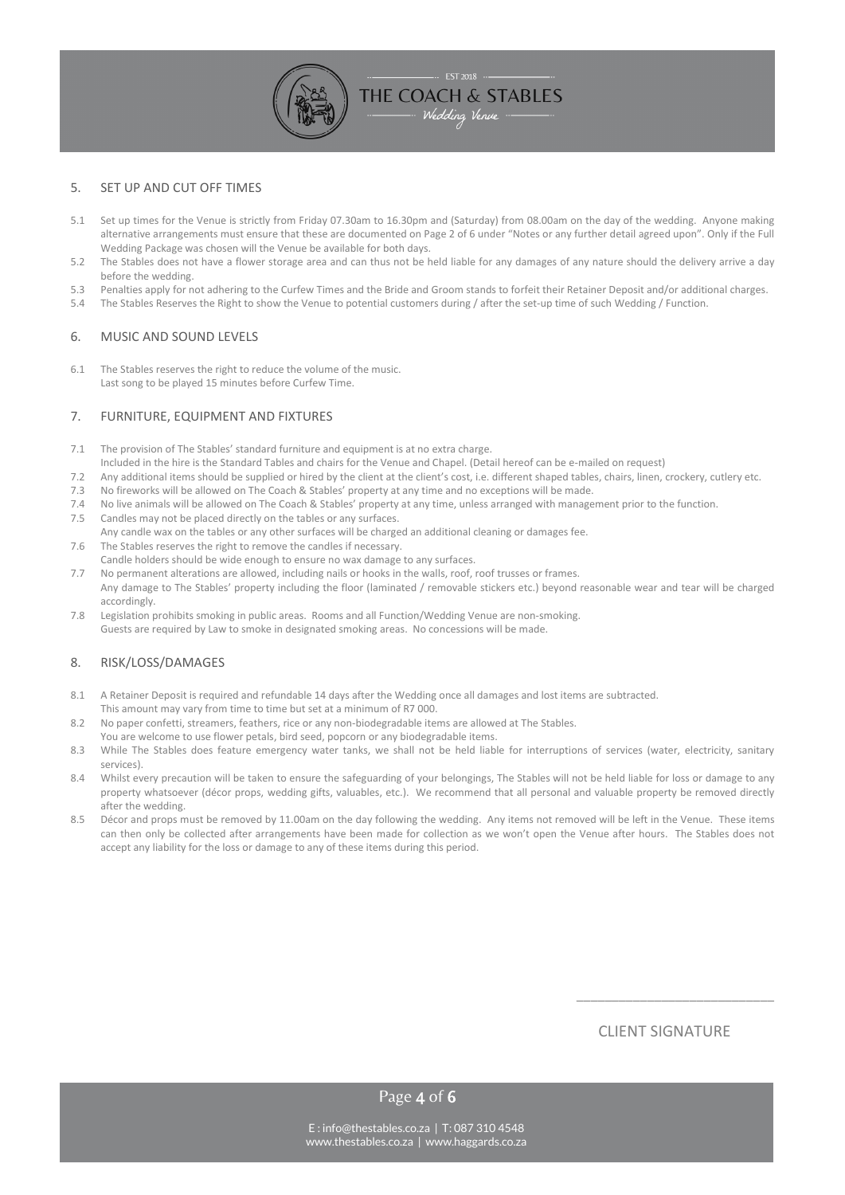## 5. SET UP AND CUT OFF TIMES

5.1 Set up times for the Venue is strictly from Friday 07.30am to 16.30pm and (Saturday) from 08.00am on the day of the wedding. Anyone making alternative arrangements must ensure that these are documented on Page 2 of 6 under "Notes or any further detail agreed upon". Only if the Full Wedding Package was chosen will the Venue be available for both days.

5.2 The Stables does not have a flower storage area and can thus not be held liable for any damages of any nature should the delivery arrive a day before the wedding.

5.3 Penalties apply for not adhering to the Curfew Times and the Bride and Groom stands to forfeit their Retainer Deposit and/or additional charges.

5.4 The Stables Reserves the Right to show the Venue to potential customers during / after the set-up time of such Wedding / Function.

## 6. MUSIC AND SOUND LEVELS

6.1 The Stables reserves the right to reduce the volume of the music.
Last song to be played 15 minutes before Curfew Time.

## 7. FURNITURE, EQUIPMENT AND FIXTURES

7.1 The provision of The Stables' standard furniture and equipment is at no extra charge.
Included in the hire is the Standard Tables and chairs for the Venue and Chapel. (Detail hereof can be e-mailed on request)

7.2 Any additional items should be supplied or hired by the client at the client's cost, i.e. different shaped tables, chairs, linen, crockery, cutlery etc.

7.3 No fireworks will be allowed on The Coach & Stables' property at any time and no exceptions will be made.

7.4 No live animals will be allowed on The Coach & Stables' property at any time, unless arranged with management prior to the function.

7.5 Candles may not be placed directly on the tables or any surfaces.
Any candle wax on the tables or any other surfaces will be charged an additional cleaning or damages fee.

7.6 The Stables reserves the right to remove the candles if necessary.
Candle holders should be wide enough to ensure no wax damage to any surfaces.

7.7 No permanent alterations are allowed, including nails or hooks in the walls, roof, roof trusses or frames.
Any damage to The Stables' property including the floor (laminated / removable stickers etc.) beyond reasonable wear and tear will be charged accordingly.

7.8 Legislation prohibits smoking in public areas. Rooms and all Function/Wedding Venue are non-smoking.
Guests are required by Law to smoke in designated smoking areas. No concessions will be made.

## 8. RISK/LOSS/DAMAGES

8.1 A Retainer Deposit is required and refundable 14 days after the Wedding once all damages and lost items are subtracted.
This amount may vary from time to time but set at a minimum of R7 000.

8.2 No paper confetti, streamers, feathers, rice or any non-biodegradable items are allowed at The Stables.
You are welcome to use flower petals, bird seed, popcorn or any biodegradable items.

8.3 While The Stables does feature emergency water tanks, we shall not be held liable for interruptions of services (water, electricity, sanitary services).

8.4 Whilst every precaution will be taken to ensure the safeguarding of your belongings, The Stables will not be held liable for loss or damage to any property whatsoever (décor props, wedding gifts, valuables, etc.). We recommend that all personal and valuable property be removed directly after the wedding.

8.5 Décor and props must be removed by 11.00am on the day following the wedding. Any items not removed will be left in the Venue. These items can then only be collected after arrangements have been made for collection as we won't open the Venue after hours. The Stables does not accept any liability for the loss or damage to any of these items during this period.

\_\_\_\_\_\_\_\_\_\_\_\_\_\_\_\_\_\_\_\_\_\_\_\_\_\_\_\_

CLIENT SIGNATURE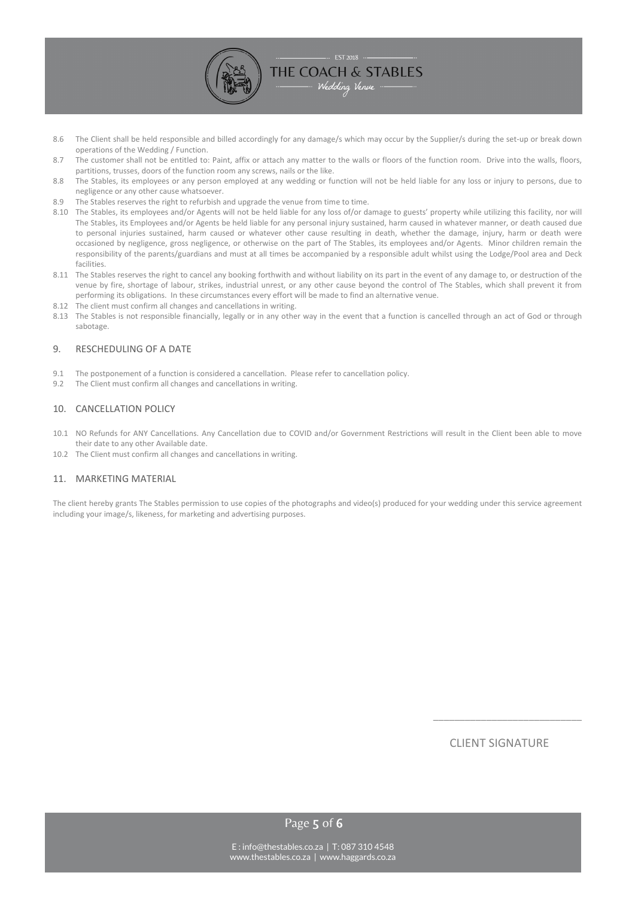8.6 The Client shall be held responsible and billed accordingly for any damage/s which may occur by the Supplier/s during the set-up or break down operations of the Wedding / Function.

8.7 The customer shall not be entitled to: Paint, affix or attach any matter to the walls or floors of the function room. Drive into the walls, floors, partitions, trusses, doors of the function room any screws, nails or the like.

8.8 The Stables, its employees or any person employed at any wedding or function will not be held liable for any loss or injury to persons, due to negligence or any other cause whatsoever.

8.9 The Stables reserves the right to refurbish and upgrade the venue from time to time.

8.10 The Stables, its employees and/or Agents will not be held liable for any loss of/or damage to guests' property while utilizing this facility, nor will The Stables, its Employees and/or Agents be held liable for any personal injury sustained, harm caused in whatever manner, or death caused due to personal injuries sustained, harm caused or whatever other cause resulting in death, whether the damage, injury, harm or death were occasioned by negligence, gross negligence, or otherwise on the part of The Stables, its employees and/or Agents. Minor children remain the responsibility of the parents/guardians and must at all times be accompanied by a responsible adult whilst using the Lodge/Pool area and Deck facilities.

8.11 The Stables reserves the right to cancel any booking forthwith and without liability on its part in the event of any damage to, or destruction of the venue by fire, shortage of labour, strikes, industrial unrest, or any other cause beyond the control of The Stables, which shall prevent it from performing its obligations. In these circumstances every effort will be made to find an alternative venue.

8.12 The client must confirm all changes and cancellations in writing.

8.13 The Stables is not responsible financially, legally or in any other way in the event that a function is cancelled through an act of God or through sabotage.

## 9. RESCHEDULING OF A DATE

9.1 The postponement of a function is considered a cancellation. Please refer to cancellation policy.

9.2 The Client must confirm all changes and cancellations in writing.

## 10. CANCELLATION POLICY

10.1 NO Refunds for ANY Cancellations. Any Cancellation due to COVID and/or Government Restrictions will result in the Client been able to move their date to any other Available date.

10.2 The Client must confirm all changes and cancellations in writing.

## 11. MARKETING MATERIAL

The client hereby grants The Stables permission to use copies of the photographs and video(s) produced for your wedding under this service agreement including your image/s, likeness, for marketing and advertising purposes.

\_\_\_\_\_\_\_\_\_\_\_\_\_\_\_\_\_\_\_\_\_\_\_\_\_\_\_\_

CLIENT SIGNATURE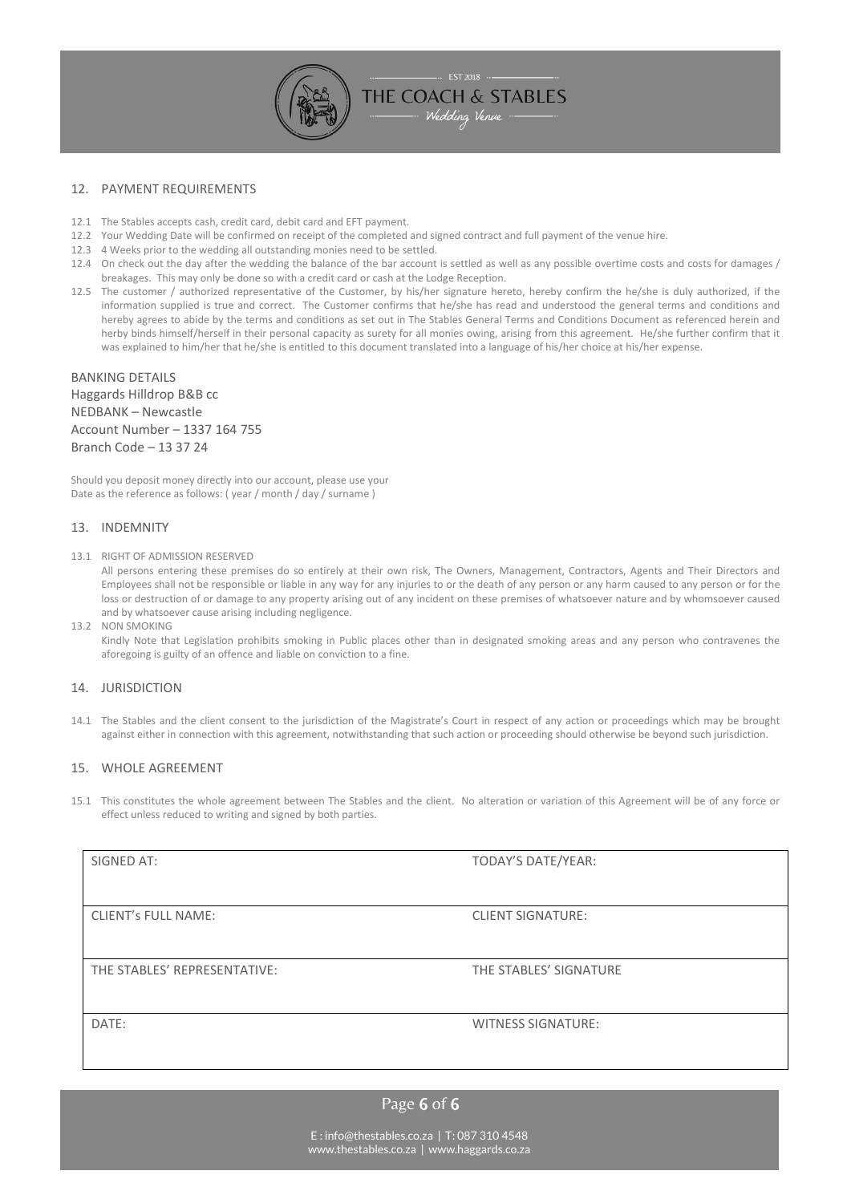## 12. PAYMENT REQUIREMENTS

12.1 The Stables accepts cash, credit card, debit card and EFT payment.

12.2 Your Wedding Date will be confirmed on receipt of the completed and signed contract and full payment of the venue hire.

12.3 4 Weeks prior to the wedding all outstanding monies need to be settled.

12.4 On check out the day after the wedding the balance of the bar account is settled as well as any possible overtime costs and costs for damages / breakages. This may only be done so with a credit card or cash at the Lodge Reception.

12.5 The customer / authorized representative of the Customer, by his/her signature hereto, hereby confirm the he/she is duly authorized, if the information supplied is true and correct. The Customer confirms that he/she has read and understood the general terms and conditions and hereby agrees to abide by the terms and conditions as set out in The Stables General Terms and Conditions Document as referenced herein and herby binds himself/herself in their personal capacity as surety for all monies owing, arising from this agreement. He/she further confirm that it was explained to him/her that he/she is entitled to this document translated into a language of his/her choice at his/her expense.

BANKING DETAILS
Haggards Hilldrop B&B cc
NEDBANK – Newcastle
Account Number – 1337 164 755
Branch Code – 13 37 24

Should you deposit money directly into our account, please use your Date as the reference as follows: ( year / month / day / surname )

## 13. INDEMNITY

13.1 RIGHT OF ADMISSION RESERVED

All persons entering these premises do so entirely at their own risk, The Owners, Management, Contractors, Agents and Their Directors and Employees shall not be responsible or liable in any way for any injuries to or the death of any person or any harm caused to any person or for the loss or destruction of or damage to any property arising out of any incident on these premises of whatsoever nature and by whomsoever caused and by whatsoever cause arising including negligence.

13.2 NON SMOKING

Kindly Note that Legislation prohibits smoking in Public places other than in designated smoking areas and any person who contravenes the aforegoing is guilty of an offence and liable on conviction to a fine.

## 14. JURISDICTION

14.1 The Stables and the client consent to the jurisdiction of the Magistrate's Court in respect of any action or proceedings which may be brought against either in connection with this agreement, notwithstanding that such action or proceeding should otherwise be beyond such jurisdiction.

## 15. WHOLE AGREEMENT

15.1 This constitutes the whole agreement between The Stables and the client. No alteration or variation of this Agreement will be of any force or effect unless reduced to writing and signed by both parties.

| | |
|---|---|
| SIGNED AT: | TODAY'S DATE/YEAR: |
| CLIENT's FULL NAME: | CLIENT SIGNATURE: |
| THE STABLES' REPRESENTATIVE: | THE STABLES' SIGNATURE |
| DATE: | WITNESS SIGNATURE: |